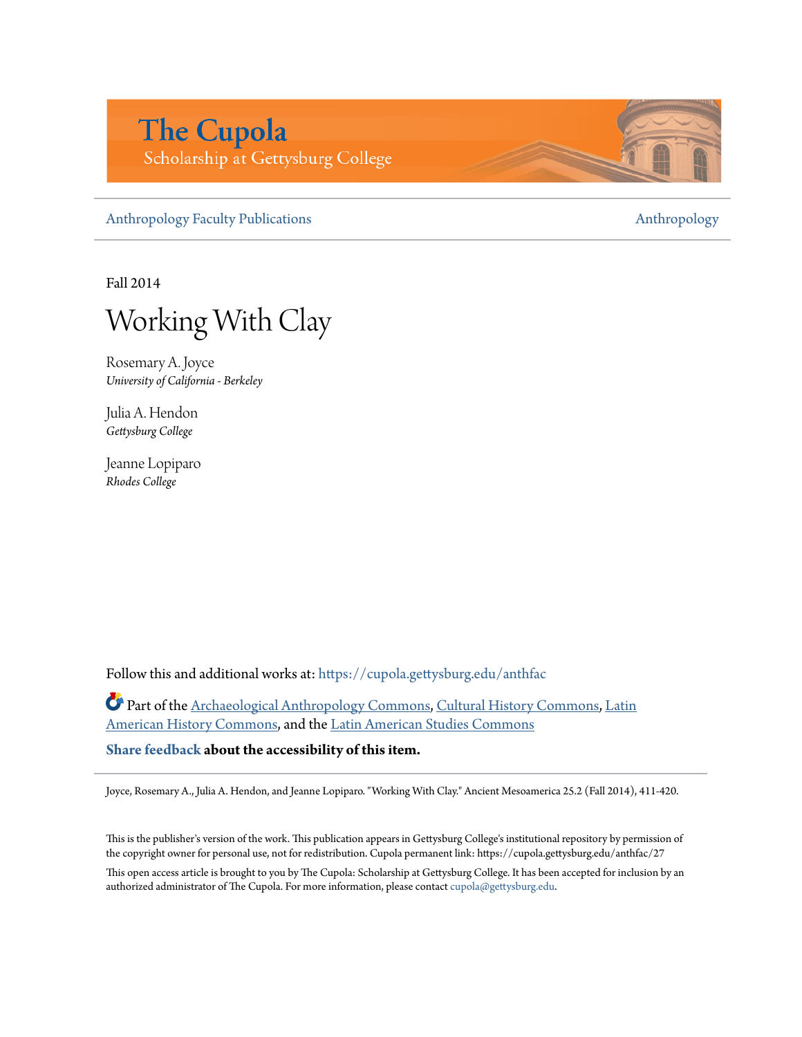# The Cupola

Scholarship at Gettysburg College

Anthropology Faculty Publications | Anthropology

Fall 2014

# Working With Clay

Rosemary A. Joyce
*University of California - Berkeley*

Julia A. Hendon
*Gettysburg College*

Jeanne Lopiparo
*Rhodes College*

Follow this and additional works at: https://cupola.gettysburg.edu/anthfac

Part of the Archaeological Anthropology Commons, Cultural History Commons, Latin American History Commons, and the Latin American Studies Commons

**Share feedback about the accessibility of this item.**

Joyce, Rosemary A., Julia A. Hendon, and Jeanne Lopiparo. "Working With Clay." Ancient Mesoamerica 25.2 (Fall 2014), 411-420.

This is the publisher's version of the work. This publication appears in Gettysburg College's institutional repository by permission of the copyright owner for personal use, not for redistribution. Cupola permanent link: https://cupola.gettysburg.edu/anthfac/27

This open access article is brought to you by The Cupola: Scholarship at Gettysburg College. It has been accepted for inclusion by an authorized administrator of The Cupola. For more information, please contact cupola@gettysburg.edu.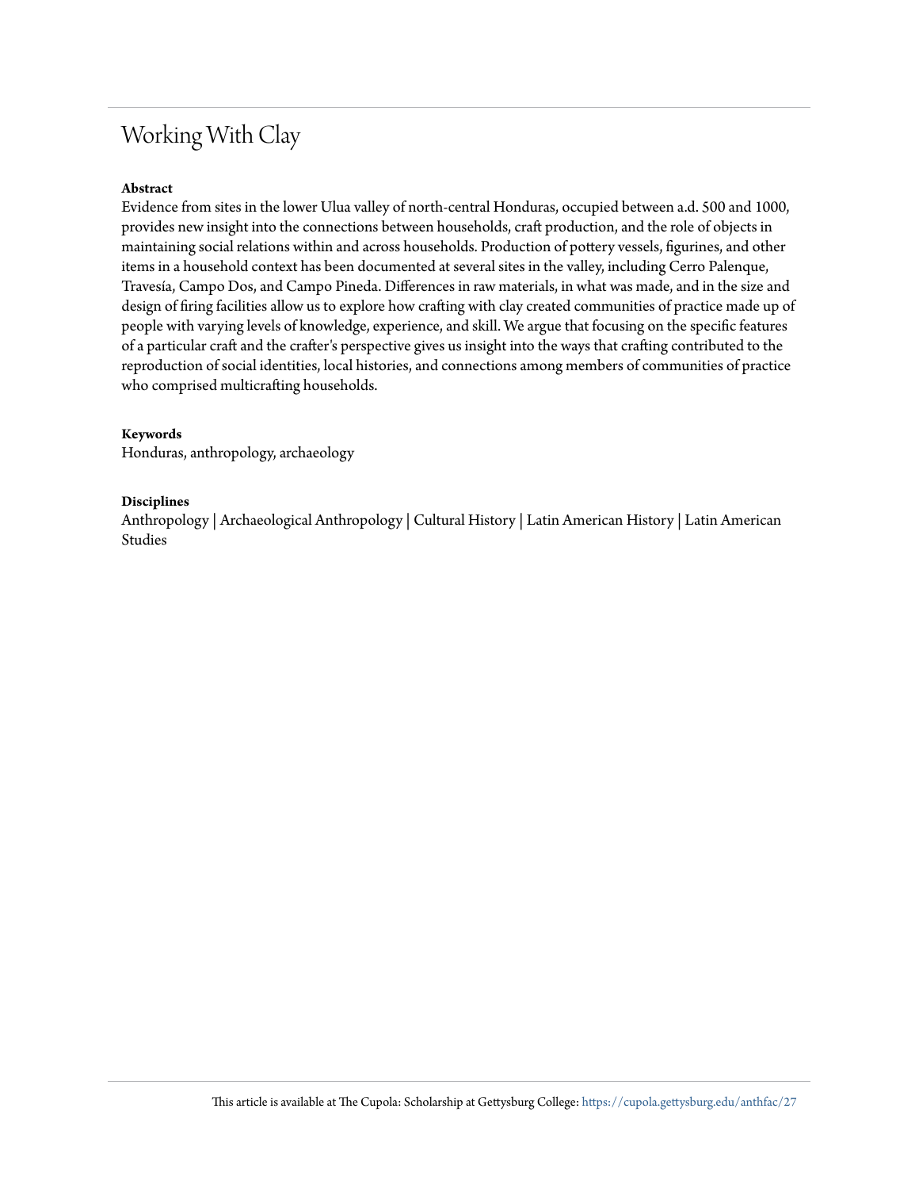# Working With Clay

**Abstract**

Evidence from sites in the lower Ulua valley of north-central Honduras, occupied between a.d. 500 and 1000, provides new insight into the connections between households, craft production, and the role of objects in maintaining social relations within and across households. Production of pottery vessels, figurines, and other items in a household context has been documented at several sites in the valley, including Cerro Palenque, Travesía, Campo Dos, and Campo Pineda. Differences in raw materials, in what was made, and in the size and design of firing facilities allow us to explore how crafting with clay created communities of practice made up of people with varying levels of knowledge, experience, and skill. We argue that focusing on the specific features of a particular craft and the crafter's perspective gives us insight into the ways that crafting contributed to the reproduction of social identities, local histories, and connections among members of communities of practice who comprised multicrafting households.

**Keywords**

Honduras, anthropology, archaeology

**Disciplines**

Anthropology | Archaeological Anthropology | Cultural History | Latin American History | Latin American Studies

This article is available at The Cupola: Scholarship at Gettysburg College: https://cupola.gettysburg.edu/anthfac/27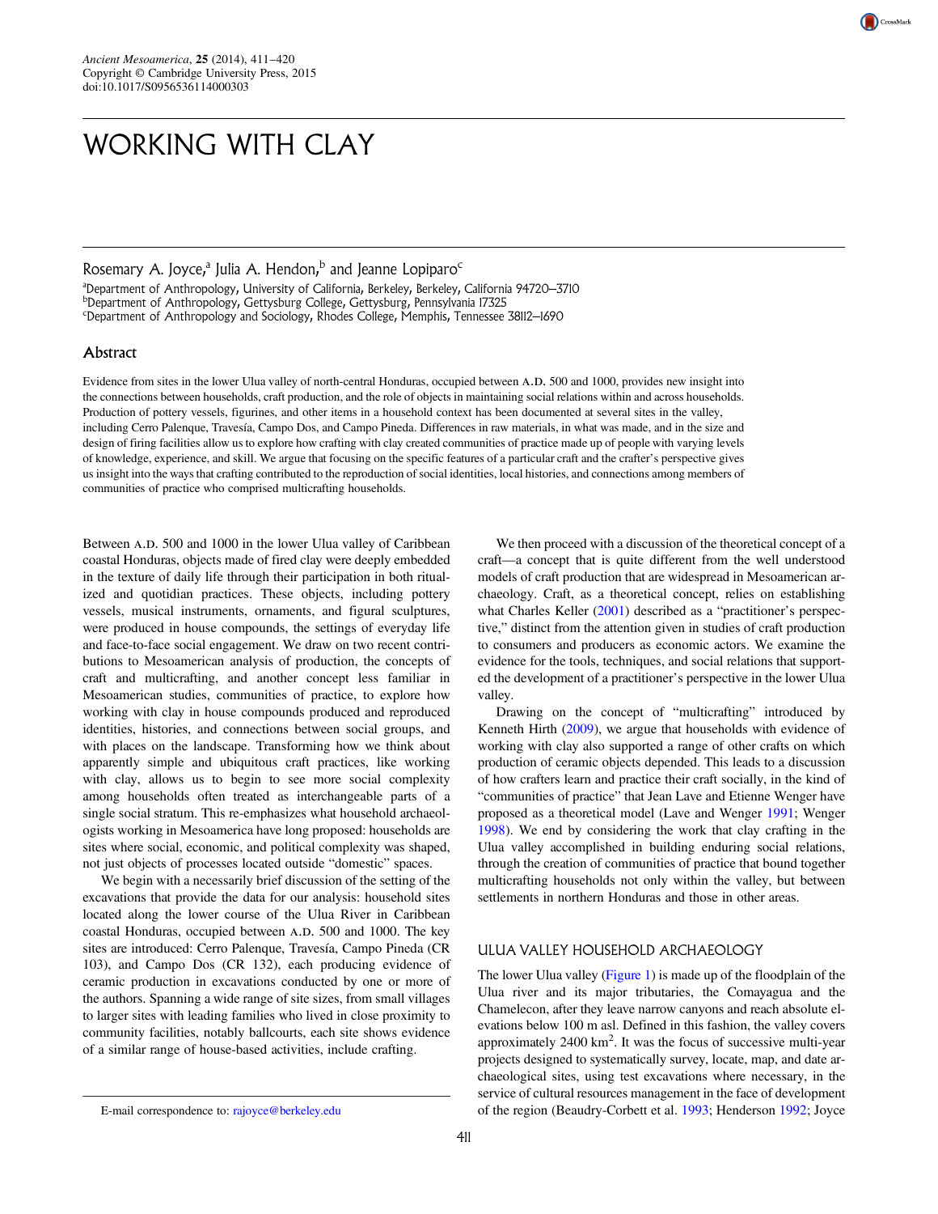# WORKING WITH CLAY

Rosemary A. Joyce,[a] Julia A. Hendon,[b] and Jeanne Lopiparo[c]

[a]Department of Anthropology, University of California, Berkeley, Berkeley, California 94720–3710
[b]Department of Anthropology, Gettysburg College, Gettysburg, Pennsylvania 17325
[c]Department of Anthropology and Sociology, Rhodes College, Memphis, Tennessee 38112–1690

## Abstract

Evidence from sites in the lower Ulua valley of north-central Honduras, occupied between A.D. 500 and 1000, provides new insight into the connections between households, craft production, and the role of objects in maintaining social relations within and across households. Production of pottery vessels, figurines, and other items in a household context has been documented at several sites in the valley, including Cerro Palenque, Travesía, Campo Dos, and Campo Pineda. Differences in raw materials, in what was made, and in the size and design of firing facilities allow us to explore how crafting with clay created communities of practice made up of people with varying levels of knowledge, experience, and skill. We argue that focusing on the specific features of a particular craft and the crafter's perspective gives us insight into the ways that crafting contributed to the reproduction of social identities, local histories, and connections among members of communities of practice who comprised multicrafting households.

Between A.D. 500 and 1000 in the lower Ulua valley of Caribbean coastal Honduras, objects made of fired clay were deeply embedded in the texture of daily life through their participation in both ritualized and quotidian practices. These objects, including pottery vessels, musical instruments, ornaments, and figural sculptures, were produced in house compounds, the settings of everyday life and face-to-face social engagement. We draw on two recent contributions to Mesoamerican analysis of production, the concepts of craft and multicrafting, and another concept less familiar in Mesoamerican studies, communities of practice, to explore how working with clay in house compounds produced and reproduced identities, histories, and connections between social groups, and with places on the landscape. Transforming how we think about apparently simple and ubiquitous craft practices, like working with clay, allows us to begin to see more social complexity among households often treated as interchangeable parts of a single social stratum. This re-emphasizes what household archaeologists working in Mesoamerica have long proposed: households are sites where social, economic, and political complexity was shaped, not just objects of processes located outside "domestic" spaces.

We begin with a necessarily brief discussion of the setting of the excavations that provide the data for our analysis: household sites located along the lower course of the Ulua River in Caribbean coastal Honduras, occupied between A.D. 500 and 1000. The key sites are introduced: Cerro Palenque, Travesía, Campo Pineda (CR 103), and Campo Dos (CR 132), each producing evidence of ceramic production in excavations conducted by one or more of the authors. Spanning a wide range of site sizes, from small villages to larger sites with leading families who lived in close proximity to community facilities, notably ballcourts, each site shows evidence of a similar range of house-based activities, include crafting.

We then proceed with a discussion of the theoretical concept of a craft—a concept that is quite different from the well understood models of craft production that are widespread in Mesoamerican archaeology. Craft, as a theoretical concept, relies on establishing what Charles Keller (2001) described as a "practitioner's perspective," distinct from the attention given in studies of craft production to consumers and producers as economic actors. We examine the evidence for the tools, techniques, and social relations that supported the development of a practitioner's perspective in the lower Ulua valley.

Drawing on the concept of "multicrafting" introduced by Kenneth Hirth (2009), we argue that households with evidence of working with clay also supported a range of other crafts on which production of ceramic objects depended. This leads to a discussion of how crafters learn and practice their craft socially, in the kind of "communities of practice" that Jean Lave and Etienne Wenger have proposed as a theoretical model (Lave and Wenger 1991; Wenger 1998). We end by considering the work that clay crafting in the Ulua valley accomplished in building enduring social relations, through the creation of communities of practice that bound together multicrafting households not only within the valley, but between settlements in northern Honduras and those in other areas.

## ULUA VALLEY HOUSEHOLD ARCHAEOLOGY

The lower Ulua valley (Figure 1) is made up of the floodplain of the Ulua river and its major tributaries, the Comayagua and the Chamelecon, after they leave narrow canyons and reach absolute elevations below 100 m asl. Defined in this fashion, the valley covers approximately 2400 km$^2$. It was the focus of successive multi-year projects designed to systematically survey, locate, map, and date archaeological sites, using test excavations where necessary, in the service of cultural resources management in the face of development of the region (Beaudry-Corbett et al. 1993; Henderson 1992; Joyce

E-mail correspondence to: rajoyce@berkeley.edu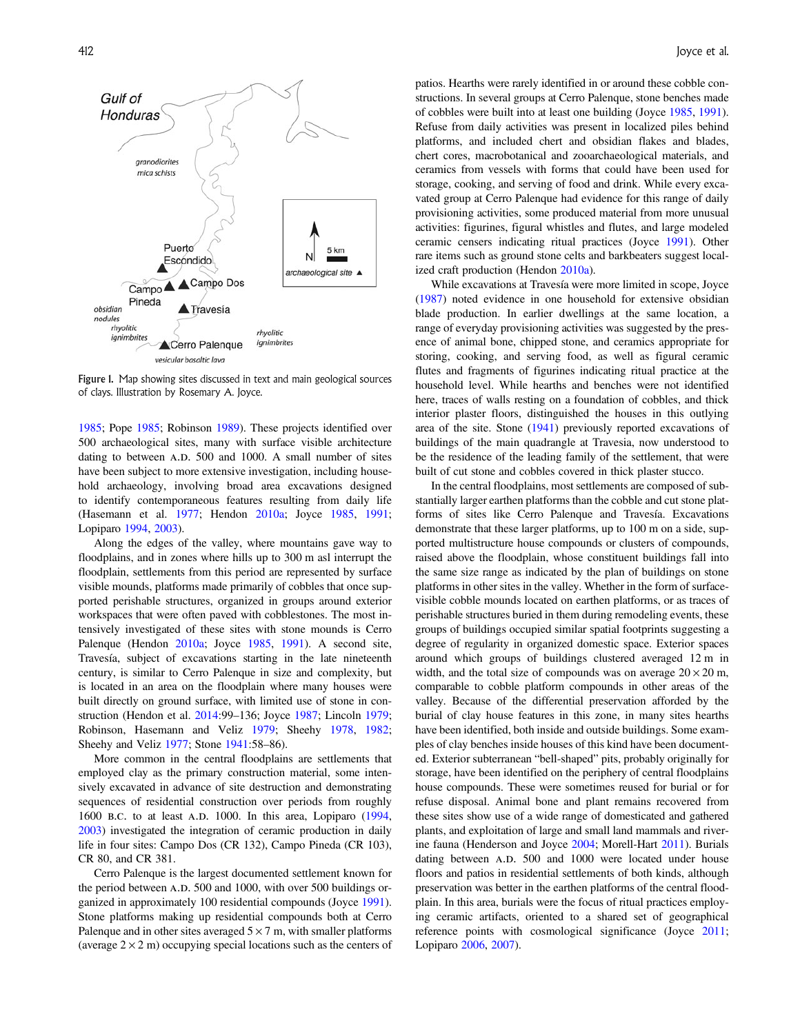Figure 1. Map showing sites discussed in text and main geological sources of clays. Illustration by Rosemary A. Joyce.

1985; Pope 1985; Robinson 1989). These projects identified over 500 archaeological sites, many with surface visible architecture dating to between A.D. 500 and 1000. A small number of sites have been subject to more extensive investigation, including household archaeology, involving broad area excavations designed to identify contemporaneous features resulting from daily life (Hasemann et al. 1977; Hendon 2010a; Joyce 1985, 1991; Lopiparo 1994, 2003).

Along the edges of the valley, where mountains gave way to floodplains, and in zones where hills up to 300 m asl interrupt the floodplain, settlements from this period are represented by surface visible mounds, platforms made primarily of cobbles that once supported perishable structures, organized in groups around exterior workspaces that were often paved with cobblestones. The most intensively investigated of these sites with stone mounds is Cerro Palenque (Hendon 2010a; Joyce 1985, 1991). A second site, Travesía, subject of excavations starting in the late nineteenth century, is similar to Cerro Palenque in size and complexity, but is located in an area on the floodplain where many houses were built directly on ground surface, with limited use of stone in construction (Hendon et al. 2014:99–136; Joyce 1987; Lincoln 1979; Robinson, Hasemann and Veliz 1979; Sheehy 1978, 1982; Sheehy and Veliz 1977; Stone 1941:58–86).

More common in the central floodplains are settlements that employed clay as the primary construction material, some intensively excavated in advance of site destruction and demonstrating sequences of residential construction over periods from roughly 1600 B.C. to at least A.D. 1000. In this area, Lopiparo (1994, 2003) investigated the integration of ceramic production in daily life in four sites: Campo Dos (CR 132), Campo Pineda (CR 103), CR 80, and CR 381.

Cerro Palenque is the largest documented settlement known for the period between A.D. 500 and 1000, with over 500 buildings organized in approximately 100 residential compounds (Joyce 1991). Stone platforms making up residential compounds both at Cerro Palenque and in other sites averaged 5 × 7 m, with smaller platforms (average 2 × 2 m) occupying special locations such as the centers of patios. Hearths were rarely identified in or around these cobble constructions. In several groups at Cerro Palenque, stone benches made of cobbles were built into at least one building (Joyce 1985, 1991). Refuse from daily activities was present in localized piles behind platforms, and included chert and obsidian flakes and blades, chert cores, macrobotanical and zooarchaeological materials, and ceramics from vessels with forms that could have been used for storage, cooking, and serving of food and drink. While every excavated group at Cerro Palenque had evidence for this range of daily provisioning activities, some produced material from more unusual activities: figurines, figural whistles and flutes, and large modeled ceramic censers indicating ritual practices (Joyce 1991). Other rare items such as ground stone celts and barkbeaters suggest localized craft production (Hendon 2010a).

While excavations at Travesía were more limited in scope, Joyce (1987) noted evidence in one household for extensive obsidian blade production. In earlier dwellings at the same location, a range of everyday provisioning activities was suggested by the presence of animal bone, chipped stone, and ceramics appropriate for storing, cooking, and serving food, as well as figural ceramic flutes and fragments of figurines indicating ritual practice at the household level. While hearths and benches were not identified here, traces of walls resting on a foundation of cobbles, and thick interior plaster floors, distinguished the houses in this outlying area of the site. Stone (1941) previously reported excavations of buildings of the main quadrangle at Travesia, now understood to be the residence of the leading family of the settlement, that were built of cut stone and cobbles covered in thick plaster stucco.

In the central floodplains, most settlements are composed of substantially larger earthen platforms than the cobble and cut stone platforms of sites like Cerro Palenque and Travesía. Excavations demonstrate that these larger platforms, up to 100 m on a side, supported multistructure house compounds or clusters of compounds, raised above the floodplain, whose constituent buildings fall into the same size range as indicated by the plan of buildings on stone platforms in other sites in the valley. Whether in the form of surface-visible cobble mounds located on earthen platforms, or as traces of perishable structures buried in them during remodeling events, these groups of buildings occupied similar spatial footprints suggesting a degree of regularity in organized domestic space. Exterior spaces around which groups of buildings clustered averaged 12 m in width, and the total size of compounds was on average 20 × 20 m, comparable to cobble platform compounds in other areas of the valley. Because of the differential preservation afforded by the burial of clay house features in this zone, in many sites hearths have been identified, both inside and outside buildings. Some examples of clay benches inside houses of this kind have been documented. Exterior subterranean "bell-shaped" pits, probably originally for storage, have been identified on the periphery of central floodplains house compounds. These were sometimes reused for burial or for refuse disposal. Animal bone and plant remains recovered from these sites show use of a wide range of domesticated and gathered plants, and exploitation of large and small land mammals and riverine fauna (Henderson and Joyce 2004; Morell-Hart 2011). Burials dating between A.D. 500 and 1000 were located under house floors and patios in residential settlements of both kinds, although preservation was better in the earthen platforms of the central floodplain. In this area, burials were the focus of ritual practices employing ceramic artifacts, oriented to a shared set of geographical reference points with cosmological significance (Joyce 2011; Lopiparo 2006, 2007).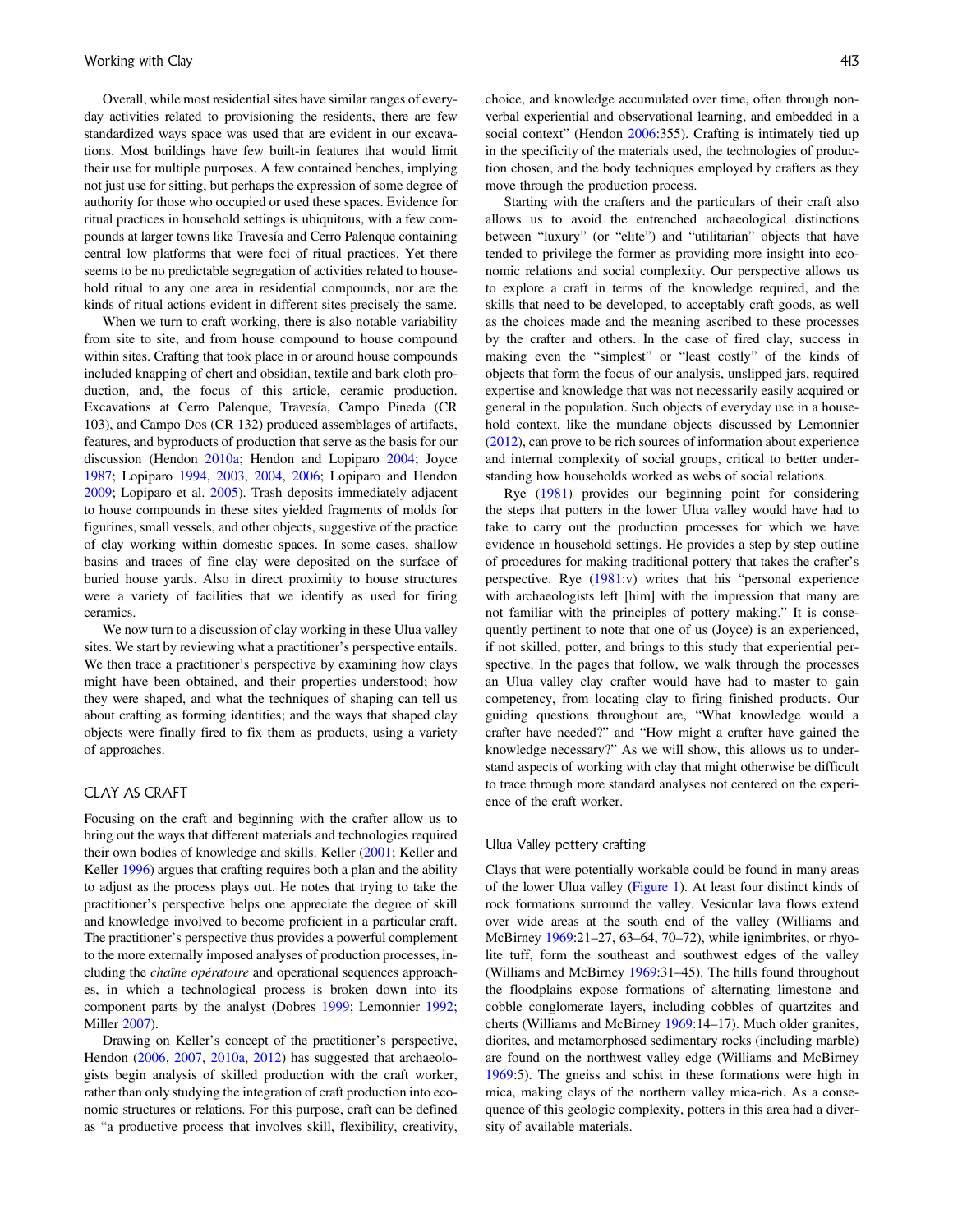Overall, while most residential sites have similar ranges of everyday activities related to provisioning the residents, there are few standardized ways space was used that are evident in our excavations. Most buildings have few built-in features that would limit their use for multiple purposes. A few contained benches, implying not just use for sitting, but perhaps the expression of some degree of authority for those who occupied or used these spaces. Evidence for ritual practices in household settings is ubiquitous, with a few compounds at larger towns like Travesía and Cerro Palenque containing central low platforms that were foci of ritual practices. Yet there seems to be no predictable segregation of activities related to household ritual to any one area in residential compounds, nor are the kinds of ritual actions evident in different sites precisely the same.

When we turn to craft working, there is also notable variability from site to site, and from house compound to house compound within sites. Crafting that took place in or around house compounds included knapping of chert and obsidian, textile and bark cloth production, and, the focus of this article, ceramic production. Excavations at Cerro Palenque, Travesía, Campo Pineda (CR 103), and Campo Dos (CR 132) produced assemblages of artifacts, features, and byproducts of production that serve as the basis for our discussion (Hendon 2010a; Hendon and Lopiparo 2004; Joyce 1987; Lopiparo 1994, 2003, 2004, 2006; Lopiparo and Hendon 2009; Lopiparo et al. 2005). Trash deposits immediately adjacent to house compounds in these sites yielded fragments of molds for figurines, small vessels, and other objects, suggestive of the practice of clay working within domestic spaces. In some cases, shallow basins and traces of fine clay were deposited on the surface of buried house yards. Also in direct proximity to house structures were a variety of facilities that we identify as used for firing ceramics.

We now turn to a discussion of clay working in these Ulua valley sites. We start by reviewing what a practitioner's perspective entails. We then trace a practitioner's perspective by examining how clays might have been obtained, and their properties understood; how they were shaped, and what the techniques of shaping can tell us about crafting as forming identities; and the ways that shaped clay objects were finally fired to fix them as products, using a variety of approaches.

## CLAY AS CRAFT

Focusing on the craft and beginning with the crafter allow us to bring out the ways that different materials and technologies required their own bodies of knowledge and skills. Keller (2001; Keller and Keller 1996) argues that crafting requires both a plan and the ability to adjust as the process plays out. He notes that trying to take the practitioner's perspective helps one appreciate the degree of skill and knowledge involved to become proficient in a particular craft. The practitioner's perspective thus provides a powerful complement to the more externally imposed analyses of production processes, including the *chaîne opératoire* and operational sequences approaches, in which a technological process is broken down into its component parts by the analyst (Dobres 1999; Lemonnier 1992; Miller 2007).

Drawing on Keller's concept of the practitioner's perspective, Hendon (2006, 2007, 2010a, 2012) has suggested that archaeologists begin analysis of skilled production with the craft worker, rather than only studying the integration of craft production into economic structures or relations. For this purpose, craft can be defined as "a productive process that involves skill, flexibility, creativity, choice, and knowledge accumulated over time, often through nonverbal experiential and observational learning, and embedded in a social context" (Hendon 2006:355). Crafting is intimately tied up in the specificity of the materials used, the technologies of production chosen, and the body techniques employed by crafters as they move through the production process.

Starting with the crafters and the particulars of their craft also allows us to avoid the entrenched archaeological distinctions between "luxury" (or "elite") and "utilitarian" objects that have tended to privilege the former as providing more insight into economic relations and social complexity. Our perspective allows us to explore a craft in terms of the knowledge required, and the skills that need to be developed, to acceptably craft goods, as well as the choices made and the meaning ascribed to these processes by the crafter and others. In the case of fired clay, success in making even the "simplest" or "least costly" of the kinds of objects that form the focus of our analysis, unslipped jars, required expertise and knowledge that was not necessarily easily acquired or general in the population. Such objects of everyday use in a household context, like the mundane objects discussed by Lemonnier (2012), can prove to be rich sources of information about experience and internal complexity of social groups, critical to better understanding how households worked as webs of social relations.

Rye (1981) provides our beginning point for considering the steps that potters in the lower Ulua valley would have had to take to carry out the production processes for which we have evidence in household settings. He provides a step by step outline of procedures for making traditional pottery that takes the crafter's perspective. Rye (1981:v) writes that his "personal experience with archaeologists left [him] with the impression that many are not familiar with the principles of pottery making." It is consequently pertinent to note that one of us (Joyce) is an experienced, if not skilled, potter, and brings to this study that experiential perspective. In the pages that follow, we walk through the processes an Ulua valley clay crafter would have had to master to gain competency, from locating clay to firing finished products. Our guiding questions throughout are, "What knowledge would a crafter have needed?" and "How might a crafter have gained the knowledge necessary?" As we will show, this allows us to understand aspects of working with clay that might otherwise be difficult to trace through more standard analyses not centered on the experience of the craft worker.

### Ulua Valley pottery crafting

Clays that were potentially workable could be found in many areas of the lower Ulua valley (Figure 1). At least four distinct kinds of rock formations surround the valley. Vesicular lava flows extend over wide areas at the south end of the valley (Williams and McBirney 1969:21–27, 63–64, 70–72), while ignimbrites, or rhyolite tuff, form the southeast and southwest edges of the valley (Williams and McBirney 1969:31–45). The hills found throughout the floodplains expose formations of alternating limestone and cobble conglomerate layers, including cobbles of quartzites and cherts (Williams and McBirney 1969:14–17). Much older granites, diorites, and metamorphosed sedimentary rocks (including marble) are found on the northwest valley edge (Williams and McBirney 1969:5). The gneiss and schist in these formations were high in mica, making clays of the northern valley mica-rich. As a consequence of this geologic complexity, potters in this area had a diversity of available materials.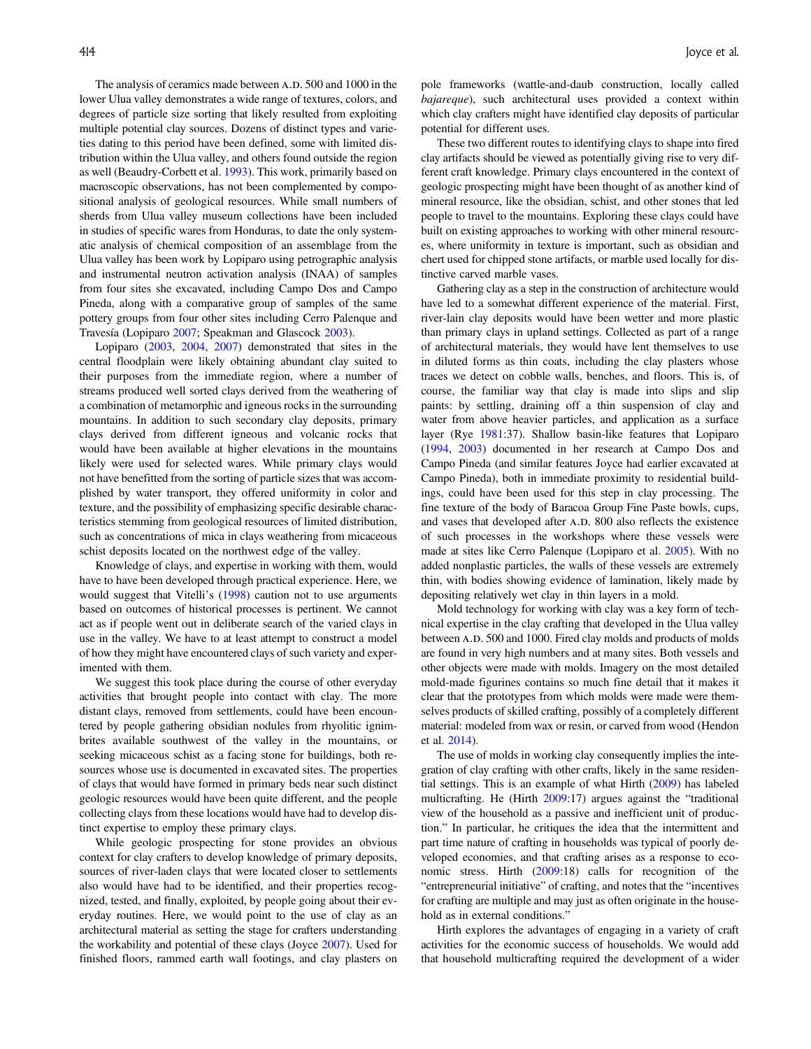The analysis of ceramics made between A.D. 500 and 1000 in the lower Ulua valley demonstrates a wide range of textures, colors, and degrees of particle size sorting that likely resulted from exploiting multiple potential clay sources. Dozens of distinct types and varieties dating to this period have been defined, some with limited distribution within the Ulua valley, and others found outside the region as well (Beaudry-Corbett et al. 1993). This work, primarily based on macroscopic observations, has not been complemented by compositional analysis of geological resources. While small numbers of sherds from Ulua valley museum collections have been included in studies of specific wares from Honduras, to date the only systematic analysis of chemical composition of an assemblage from the Ulua valley has been work by Lopiparo using petrographic analysis and instrumental neutron activation analysis (INAA) of samples from four sites she excavated, including Campo Dos and Campo Pineda, along with a comparative group of samples of the same pottery groups from four other sites including Cerro Palenque and Travesía (Lopiparo 2007; Speakman and Glascock 2003).

Lopiparo (2003, 2004, 2007) demonstrated that sites in the central floodplain were likely obtaining abundant clay suited to their purposes from the immediate region, where a number of streams produced well sorted clays derived from the weathering of a combination of metamorphic and igneous rocks in the surrounding mountains. In addition to such secondary clay deposits, primary clays derived from different igneous and volcanic rocks that would have been available at higher elevations in the mountains likely were used for selected wares. While primary clays would not have benefitted from the sorting of particle sizes that was accomplished by water transport, they offered uniformity in color and texture, and the possibility of emphasizing specific desirable characteristics stemming from geological resources of limited distribution, such as concentrations of mica in clays weathering from micaceous schist deposits located on the northwest edge of the valley.

Knowledge of clays, and expertise in working with them, would have to have been developed through practical experience. Here, we would suggest that Vitelli's (1998) caution not to use arguments based on outcomes of historical processes is pertinent. We cannot act as if people went out in deliberate search of the varied clays in use in the valley. We have to at least attempt to construct a model of how they might have encountered clays of such variety and experimented with them.

We suggest this took place during the course of other everyday activities that brought people into contact with clay. The more distant clays, removed from settlements, could have been encountered by people gathering obsidian nodules from rhyolitic ignimbrites available southwest of the valley in the mountains, or seeking micaceous schist as a facing stone for buildings, both resources whose use is documented in excavated sites. The properties of clays that would have formed in primary beds near such distinct geologic resources would have been quite different, and the people collecting clays from these locations would have had to develop distinct expertise to employ these primary clays.

While geologic prospecting for stone provides an obvious context for clay crafters to develop knowledge of primary deposits, sources of river-laden clays that were located closer to settlements also would have had to be identified, and their properties recognized, tested, and finally, exploited, by people going about their everyday routines. Here, we would point to the use of clay as an architectural material as setting the stage for crafters understanding the workability and potential of these clays (Joyce 2007). Used for finished floors, rammed earth wall footings, and clay plasters on pole frameworks (wattle-and-daub construction, locally called *bajareque*), such architectural uses provided a context within which clay crafters might have identified clay deposits of particular potential for different uses.

These two different routes to identifying clays to shape into fired clay artifacts should be viewed as potentially giving rise to very different craft knowledge. Primary clays encountered in the context of geologic prospecting might have been thought of as another kind of mineral resource, like the obsidian, schist, and other stones that led people to travel to the mountains. Exploring these clays could have built on existing approaches to working with other mineral resources, where uniformity in texture is important, such as obsidian and chert used for chipped stone artifacts, or marble used locally for distinctive carved marble vases.

Gathering clay as a step in the construction of architecture would have led to a somewhat different experience of the material. First, river-lain clay deposits would have been wetter and more plastic than primary clays in upland settings. Collected as part of a range of architectural materials, they would have lent themselves to use in diluted forms as thin coats, including the clay plasters whose traces we detect on cobble walls, benches, and floors. This is, of course, the familiar way that clay is made into slips and slip paints: by settling, draining off a thin suspension of clay and water from above heavier particles, and application as a surface layer (Rye 1981:37). Shallow basin-like features that Lopiparo (1994, 2003) documented in her research at Campo Dos and Campo Pineda (and similar features Joyce had earlier excavated at Campo Pineda), both in immediate proximity to residential buildings, could have been used for this step in clay processing. The fine texture of the body of Baracoa Group Fine Paste bowls, cups, and vases that developed after A.D. 800 also reflects the existence of such processes in the workshops where these vessels were made at sites like Cerro Palenque (Lopiparo et al. 2005). With no added nonplastic particles, the walls of these vessels are extremely thin, with bodies showing evidence of lamination, likely made by depositing relatively wet clay in thin layers in a mold.

Mold technology for working with clay was a key form of technical expertise in the clay crafting that developed in the Ulua valley between A.D. 500 and 1000. Fired clay molds and products of molds are found in very high numbers and at many sites. Both vessels and other objects were made with molds. Imagery on the most detailed mold-made figurines contains so much fine detail that it makes it clear that the prototypes from which molds were made were themselves products of skilled crafting, possibly of a completely different material: modeled from wax or resin, or carved from wood (Hendon et al. 2014).

The use of molds in working clay consequently implies the integration of clay crafting with other crafts, likely in the same residential settings. This is an example of what Hirth (2009) has labeled multicrafting. He (Hirth 2009:17) argues against the "traditional view of the household as a passive and inefficient unit of production." In particular, he critiques the idea that the intermittent and part time nature of crafting in households was typical of poorly developed economies, and that crafting arises as a response to economic stress. Hirth (2009:18) calls for recognition of the "entrepreneurial initiative" of crafting, and notes that the "incentives for crafting are multiple and may just as often originate in the household as in external conditions."

Hirth explores the advantages of engaging in a variety of craft activities for the economic success of households. We would add that household multicrafting required the development of a wider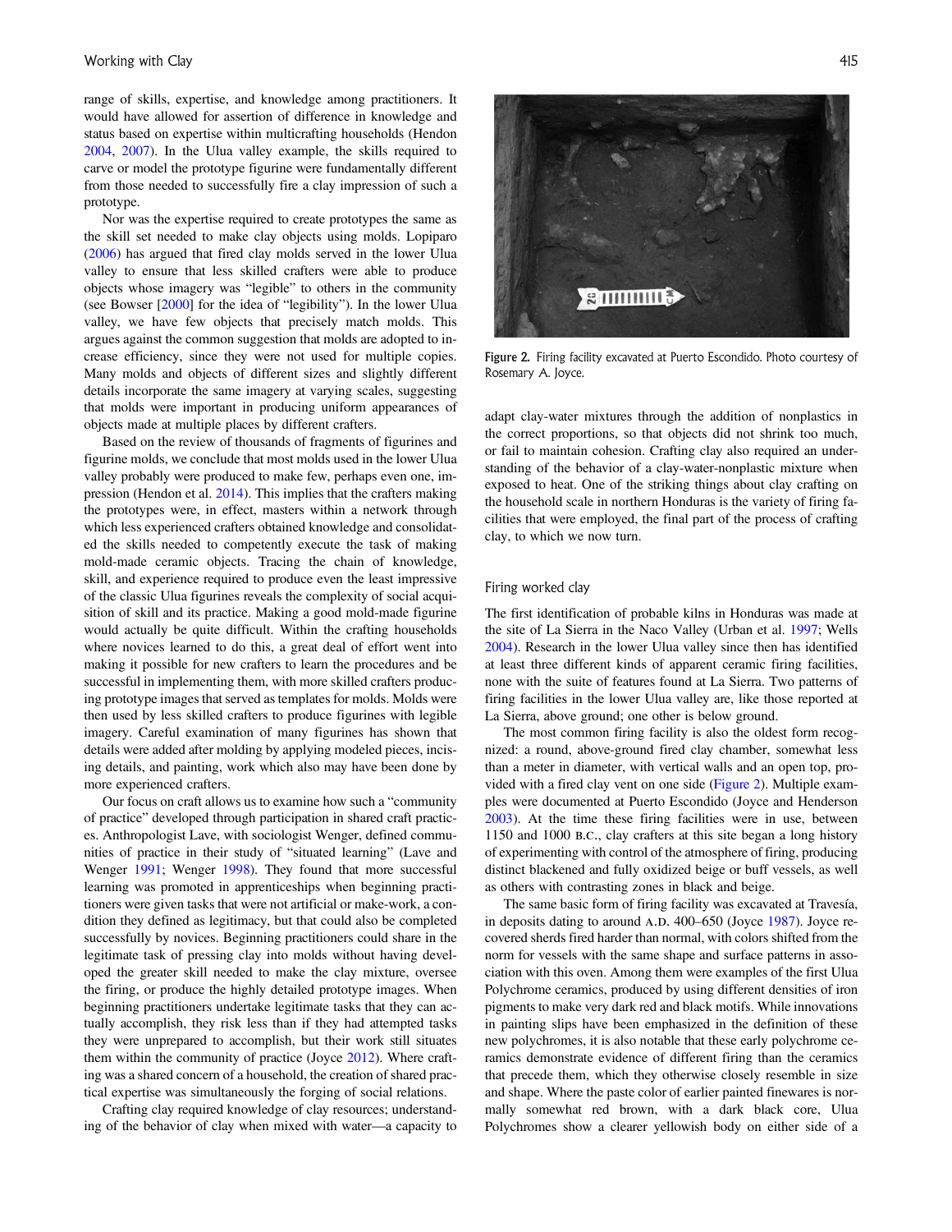range of skills, expertise, and knowledge among practitioners. It would have allowed for assertion of difference in knowledge and status based on expertise within multicrafting households (Hendon 2004, 2007). In the Ulua valley example, the skills required to carve or model the prototype figurine were fundamentally different from those needed to successfully fire a clay impression of such a prototype.

Nor was the expertise required to create prototypes the same as the skill set needed to make clay objects using molds. Lopiparo (2006) has argued that fired clay molds served in the lower Ulua valley to ensure that less skilled crafters were able to produce objects whose imagery was "legible" to others in the community (see Bowser [2000] for the idea of "legibility"). In the lower Ulua valley, we have few objects that precisely match molds. This argues against the common suggestion that molds are adopted to increase efficiency, since they were not used for multiple copies. Many molds and objects of different sizes and slightly different details incorporate the same imagery at varying scales, suggesting that molds were important in producing uniform appearances of objects made at multiple places by different crafters.

Based on the review of thousands of fragments of figurines and figurine molds, we conclude that most molds used in the lower Ulua valley probably were produced to make few, perhaps even one, impression (Hendon et al. 2014). This implies that the crafters making the prototypes were, in effect, masters within a network through which less experienced crafters obtained knowledge and consolidated the skills needed to competently execute the task of making mold-made ceramic objects. Tracing the chain of knowledge, skill, and experience required to produce even the least impressive of the classic Ulua figurines reveals the complexity of social acquisition of skill and its practice. Making a good mold-made figurine would actually be quite difficult. Within the crafting households where novices learned to do this, a great deal of effort went into making it possible for new crafters to learn the procedures and be successful in implementing them, with more skilled crafters producing prototype images that served as templates for molds. Molds were then used by less skilled crafters to produce figurines with legible imagery. Careful examination of many figurines has shown that details were added after molding by applying modeled pieces, incising details, and painting, work which also may have been done by more experienced crafters.

Our focus on craft allows us to examine how such a "community of practice" developed through participation in shared craft practices. Anthropologist Lave, with sociologist Wenger, defined communities of practice in their study of "situated learning" (Lave and Wenger 1991; Wenger 1998). They found that more successful learning was promoted in apprenticeships when beginning practitioners were given tasks that were not artificial or make-work, a condition they defined as legitimacy, but that could also be completed successfully by novices. Beginning practitioners could share in the legitimate task of pressing clay into molds without having developed the greater skill needed to make the clay mixture, oversee the firing, or produce the highly detailed prototype images. When beginning practitioners undertake legitimate tasks that they can actually accomplish, they risk less than if they had attempted tasks they were unprepared to accomplish, but their work still situates them within the community of practice (Joyce 2012). Where crafting was a shared concern of a household, the creation of shared practical expertise was simultaneously the forging of social relations.

Crafting clay required knowledge of clay resources; understanding of the behavior of clay when mixed with water—a capacity to adapt clay-water mixtures through the addition of nonplastics in the correct proportions, so that objects did not shrink too much, or fail to maintain cohesion. Crafting clay also required an understanding of the behavior of a clay-water-nonplastic mixture when exposed to heat. One of the striking things about clay crafting on the household scale in northern Honduras is the variety of firing facilities that were employed, the final part of the process of crafting clay, to which we now turn.

Figure 2. Firing facility excavated at Puerto Escondido. Photo courtesy of Rosemary A. Joyce.

## Firing worked clay

The first identification of probable kilns in Honduras was made at the site of La Sierra in the Naco Valley (Urban et al. 1997; Wells 2004). Research in the lower Ulua valley since then has identified at least three different kinds of apparent ceramic firing facilities, none with the suite of features found at La Sierra. Two patterns of firing facilities in the lower Ulua valley are, like those reported at La Sierra, above ground; one other is below ground.

The most common firing facility is also the oldest form recognized: a round, above-ground fired clay chamber, somewhat less than a meter in diameter, with vertical walls and an open top, provided with a fired clay vent on one side (Figure 2). Multiple examples were documented at Puerto Escondido (Joyce and Henderson 2003). At the time these firing facilities were in use, between 1150 and 1000 B.C., clay crafters at this site began a long history of experimenting with control of the atmosphere of firing, producing distinct blackened and fully oxidized beige or buff vessels, as well as others with contrasting zones in black and beige.

The same basic form of firing facility was excavated at Travesía, in deposits dating to around A.D. 400–650 (Joyce 1987). Joyce recovered sherds fired harder than normal, with colors shifted from the norm for vessels with the same shape and surface patterns in association with this oven. Among them were examples of the first Ulua Polychrome ceramics, produced by using different densities of iron pigments to make very dark red and black motifs. While innovations in painting slips have been emphasized in the definition of these new polychromes, it is also notable that these early polychrome ceramics demonstrate evidence of different firing than the ceramics that precede them, which they otherwise closely resemble in size and shape. Where the paste color of earlier painted finewares is normally somewhat red brown, with a dark black core, Ulua Polychromes show a clearer yellowish body on either side of a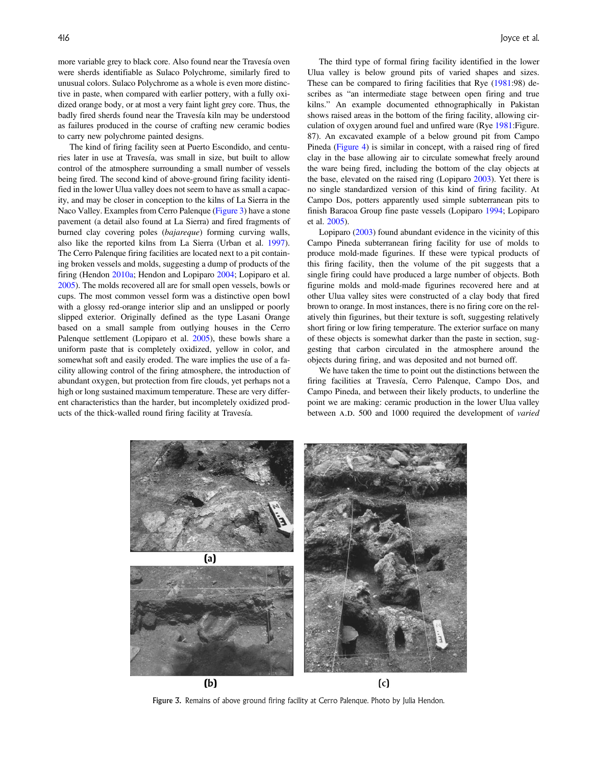more variable grey to black core. Also found near the Travesía oven were sherds identifiable as Sulaco Polychrome, similarly fired to unusual colors. Sulaco Polychrome as a whole is even more distinctive in paste, when compared with earlier pottery, with a fully oxidized orange body, or at most a very faint light grey core. Thus, the badly fired sherds found near the Travesía kiln may be understood as failures produced in the course of crafting new ceramic bodies to carry new polychrome painted designs.

The kind of firing facility seen at Puerto Escondido, and centuries later in use at Travesía, was small in size, but built to allow control of the atmosphere surrounding a small number of vessels being fired. The second kind of above-ground firing facility identified in the lower Ulua valley does not seem to have as small a capacity, and may be closer in conception to the kilns of La Sierra in the Naco Valley. Examples from Cerro Palenque (Figure 3) have a stone pavement (a detail also found at La Sierra) and fired fragments of burned clay covering poles (*bajareque*) forming curving walls, also like the reported kilns from La Sierra (Urban et al. 1997). The Cerro Palenque firing facilities are located next to a pit containing broken vessels and molds, suggesting a dump of products of the firing (Hendon 2010a; Hendon and Lopiparo 2004; Lopiparo et al. 2005). The molds recovered all are for small open vessels, bowls or cups. The most common vessel form was a distinctive open bowl with a glossy red-orange interior slip and an unslipped or poorly slipped exterior. Originally defined as the type Lasani Orange based on a small sample from outlying houses in the Cerro Palenque settlement (Lopiparo et al. 2005), these bowls share a uniform paste that is completely oxidized, yellow in color, and somewhat soft and easily eroded. The ware implies the use of a facility allowing control of the firing atmosphere, the introduction of abundant oxygen, but protection from fire clouds, yet perhaps not a high or long sustained maximum temperature. These are very different characteristics than the harder, but incompletely oxidized products of the thick-walled round firing facility at Travesía.

The third type of formal firing facility identified in the lower Ulua valley is below ground pits of varied shapes and sizes. These can be compared to firing facilities that Rye (1981:98) describes as "an intermediate stage between open firing and true kilns." An example documented ethnographically in Pakistan shows raised areas in the bottom of the firing facility, allowing circulation of oxygen around fuel and unfired ware (Rye 1981:Figure. 87). An excavated example of a below ground pit from Campo Pineda (Figure 4) is similar in concept, with a raised ring of fired clay in the base allowing air to circulate somewhat freely around the ware being fired, including the bottom of the clay objects at the base, elevated on the raised ring (Lopiparo 2003). Yet there is no single standardized version of this kind of firing facility. At Campo Dos, potters apparently used simple subterranean pits to finish Baracoa Group fine paste vessels (Lopiparo 1994; Lopiparo et al. 2005).

Lopiparo (2003) found abundant evidence in the vicinity of this Campo Pineda subterranean firing facility for use of molds to produce mold-made figurines. If these were typical products of this firing facility, then the volume of the pit suggests that a single firing could have produced a large number of objects. Both figurine molds and mold-made figurines recovered here and at other Ulua valley sites were constructed of a clay body that fired brown to orange. In most instances, there is no firing core on the relatively thin figurines, but their texture is soft, suggesting relatively short firing or low firing temperature. The exterior surface on many of these objects is somewhat darker than the paste in section, suggesting that carbon circulated in the atmosphere around the objects during firing, and was deposited and not burned off.

We have taken the time to point out the distinctions between the firing facilities at Travesía, Cerro Palenque, Campo Dos, and Campo Pineda, and between their likely products, to underline the point we are making: ceramic production in the lower Ulua valley between A.D. 500 and 1000 required the development of *varied*

Figure 3. Remains of above ground firing facility at Cerro Palenque. Photo by Julia Hendon.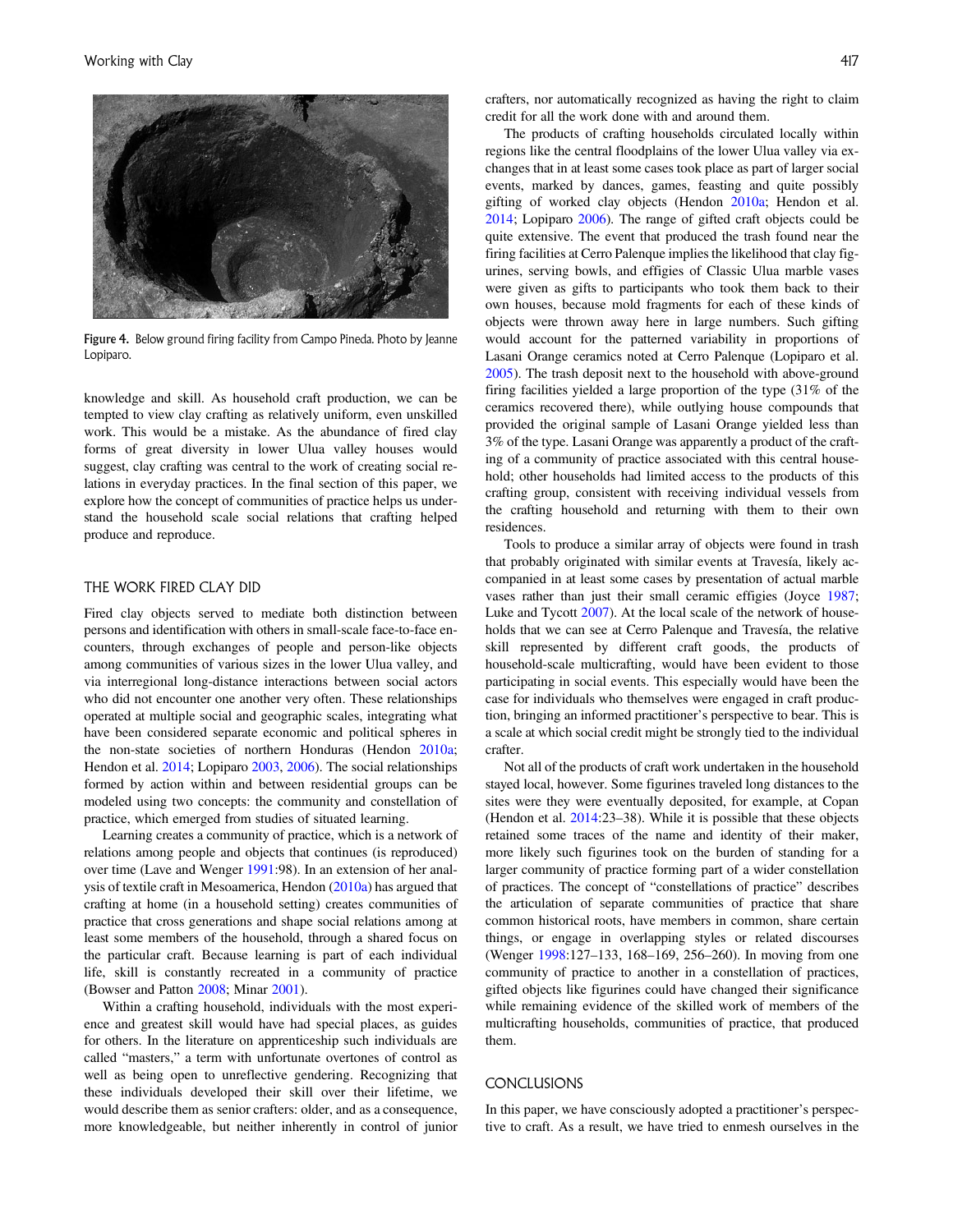Figure 4. Below ground firing facility from Campo Pineda. Photo by Jeanne Lopiparo.

knowledge and skill. As household craft production, we can be tempted to view clay crafting as relatively uniform, even unskilled work. This would be a mistake. As the abundance of fired clay forms of great diversity in lower Ulua valley houses would suggest, clay crafting was central to the work of creating social relations in everyday practices. In the final section of this paper, we explore how the concept of communities of practice helps us understand the household scale social relations that crafting helped produce and reproduce.

## THE WORK FIRED CLAY DID

Fired clay objects served to mediate both distinction between persons and identification with others in small-scale face-to-face encounters, through exchanges of people and person-like objects among communities of various sizes in the lower Ulua valley, and via interregional long-distance interactions between social actors who did not encounter one another very often. These relationships operated at multiple social and geographic scales, integrating what have been considered separate economic and political spheres in the non-state societies of northern Honduras (Hendon 2010a; Hendon et al. 2014; Lopiparo 2003, 2006). The social relationships formed by action within and between residential groups can be modeled using two concepts: the community and constellation of practice, which emerged from studies of situated learning.

Learning creates a community of practice, which is a network of relations among people and objects that continues (is reproduced) over time (Lave and Wenger 1991:98). In an extension of her analysis of textile craft in Mesoamerica, Hendon (2010a) has argued that crafting at home (in a household setting) creates communities of practice that cross generations and shape social relations among at least some members of the household, through a shared focus on the particular craft. Because learning is part of each individual life, skill is constantly recreated in a community of practice (Bowser and Patton 2008; Minar 2001).

Within a crafting household, individuals with the most experience and greatest skill would have had special places, as guides for others. In the literature on apprenticeship such individuals are called "masters," a term with unfortunate overtones of control as well as being open to unreflective gendering. Recognizing that these individuals developed their skill over their lifetime, we would describe them as senior crafters: older, and as a consequence, more knowledgeable, but neither inherently in control of junior crafters, nor automatically recognized as having the right to claim credit for all the work done with and around them.

The products of crafting households circulated locally within regions like the central floodplains of the lower Ulua valley via exchanges that in at least some cases took place as part of larger social events, marked by dances, games, feasting and quite possibly gifting of worked clay objects (Hendon 2010a; Hendon et al. 2014; Lopiparo 2006). The range of gifted craft objects could be quite extensive. The event that produced the trash found near the firing facilities at Cerro Palenque implies the likelihood that clay figurines, serving bowls, and effigies of Classic Ulua marble vases were given as gifts to participants who took them back to their own houses, because mold fragments for each of these kinds of objects were thrown away here in large numbers. Such gifting would account for the patterned variability in proportions of Lasani Orange ceramics noted at Cerro Palenque (Lopiparo et al. 2005). The trash deposit next to the household with above-ground firing facilities yielded a large proportion of the type (31% of the ceramics recovered there), while outlying house compounds that provided the original sample of Lasani Orange yielded less than 3% of the type. Lasani Orange was apparently a product of the crafting of a community of practice associated with this central household; other households had limited access to the products of this crafting group, consistent with receiving individual vessels from the crafting household and returning with them to their own residences.

Tools to produce a similar array of objects were found in trash that probably originated with similar events at Travesía, likely accompanied in at least some cases by presentation of actual marble vases rather than just their small ceramic effigies (Joyce 1987; Luke and Tycott 2007). At the local scale of the network of households that we can see at Cerro Palenque and Travesía, the relative skill represented by different craft goods, the products of household-scale multicrafting, would have been evident to those participating in social events. This especially would have been the case for individuals who themselves were engaged in craft production, bringing an informed practitioner's perspective to bear. This is a scale at which social credit might be strongly tied to the individual crafter.

Not all of the products of craft work undertaken in the household stayed local, however. Some figurines traveled long distances to the sites were they were eventually deposited, for example, at Copan (Hendon et al. 2014:23–38). While it is possible that these objects retained some traces of the name and identity of their maker, more likely such figurines took on the burden of standing for a larger community of practice forming part of a wider constellation of practices. The concept of "constellations of practice" describes the articulation of separate communities of practice that share common historical roots, have members in common, share certain things, or engage in overlapping styles or related discourses (Wenger 1998:127–133, 168–169, 256–260). In moving from one community of practice to another in a constellation of practices, gifted objects like figurines could have changed their significance while remaining evidence of the skilled work of members of the multicrafting households, communities of practice, that produced them.

## CONCLUSIONS

In this paper, we have consciously adopted a practitioner's perspective to craft. As a result, we have tried to enmesh ourselves in the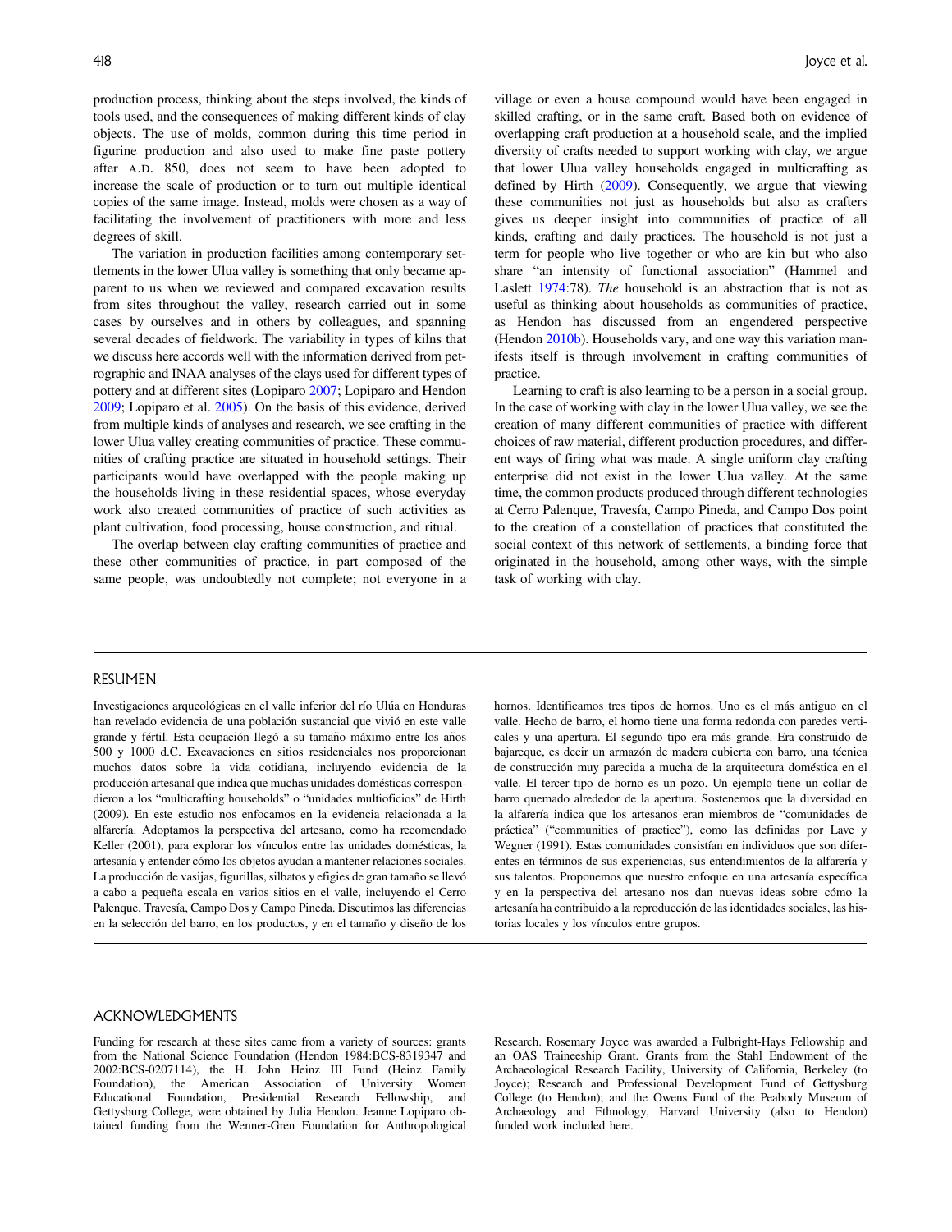production process, thinking about the steps involved, the kinds of tools used, and the consequences of making different kinds of clay objects. The use of molds, common during this time period in figurine production and also used to make fine paste pottery after A.D. 850, does not seem to have been adopted to increase the scale of production or to turn out multiple identical copies of the same image. Instead, molds were chosen as a way of facilitating the involvement of practitioners with more and less degrees of skill.

The variation in production facilities among contemporary settlements in the lower Ulua valley is something that only became apparent to us when we reviewed and compared excavation results from sites throughout the valley, research carried out in some cases by ourselves and in others by colleagues, and spanning several decades of fieldwork. The variability in types of kilns that we discuss here accords well with the information derived from petrographic and INAA analyses of the clays used for different types of pottery and at different sites (Lopiparo 2007; Lopiparo and Hendon 2009; Lopiparo et al. 2005). On the basis of this evidence, derived from multiple kinds of analyses and research, we see crafting in the lower Ulua valley creating communities of practice. These communities of crafting practice are situated in household settings. Their participants would have overlapped with the people making up the households living in these residential spaces, whose everyday work also created communities of practice of such activities as plant cultivation, food processing, house construction, and ritual.

The overlap between clay crafting communities of practice and these other communities of practice, in part composed of the same people, was undoubtedly not complete; not everyone in a village or even a house compound would have been engaged in skilled crafting, or in the same craft. Based both on evidence of overlapping craft production at a household scale, and the implied diversity of crafts needed to support working with clay, we argue that lower Ulua valley households engaged in multicrafting as defined by Hirth (2009). Consequently, we argue that viewing these communities not just as households but also as crafters gives us deeper insight into communities of practice of all kinds, crafting and daily practices. The household is not just a term for people who live together or who are kin but who also share "an intensity of functional association" (Hammel and Laslett 1974:78). *The* household is an abstraction that is not as useful as thinking about households as communities of practice, as Hendon has discussed from an engendered perspective (Hendon 2010b). Households vary, and one way this variation manifests itself is through involvement in crafting communities of practice.

Learning to craft is also learning to be a person in a social group. In the case of working with clay in the lower Ulua valley, we see the creation of many different communities of practice with different choices of raw material, different production procedures, and different ways of firing what was made. A single uniform clay crafting enterprise did not exist in the lower Ulua valley. At the same time, the common products produced through different technologies at Cerro Palenque, Travesía, Campo Pineda, and Campo Dos point to the creation of a constellation of practices that constituted the social context of this network of settlements, a binding force that originated in the household, among other ways, with the simple task of working with clay.

## RESUMEN

Investigaciones arqueológicas en el valle inferior del río Ulúa en Honduras han revelado evidencia de una población sustancial que vivió en este valle grande y fértil. Esta ocupación llegó a su tamaño máximo entre los años 500 y 1000 d.C. Excavaciones en sitios residenciales nos proporcionan muchos datos sobre la vida cotidiana, incluyendo evidencia de la producción artesanal que indica que muchas unidades domésticas correspondieron a los "multicrafting households" o "unidades multioficios" de Hirth (2009). En este estudio nos enfocamos en la evidencia relacionada a la alfarería. Adoptamos la perspectiva del artesano, como ha recomendado Keller (2001), para explorar los vínculos entre las unidades domésticas, la artesanía y entender cómo los objetos ayudan a mantener relaciones sociales. La producción de vasijas, figurillas, silbatos y efigies de gran tamaño se llevó a cabo a pequeña escala en varios sitios en el valle, incluyendo el Cerro Palenque, Travesía, Campo Dos y Campo Pineda. Discutimos las diferencias en la selección del barro, en los productos, y en el tamaño y diseño de los hornos. Identificamos tres tipos de hornos. Uno es el más antiguo en el valle. Hecho de barro, el horno tiene una forma redonda con paredes verticales y una apertura. El segundo tipo era más grande. Era construido de bajareque, es decir un armazón de madera cubierta con barro, una técnica de construcción muy parecida a mucha de la arquitectura doméstica en el valle. El tercer tipo de horno es un pozo. Un ejemplo tiene un collar de barro quemado alrededor de la apertura. Sostenemos que la diversidad en la alfarería indica que los artesanos eran miembros de "comunidades de práctica" ("communities of practice"), como las definidas por Lave y Wegner (1991). Estas comunidades consistían en individuos que son diferentes en términos de sus experiencias, sus entendimientos de la alfarería y sus talentos. Proponemos que nuestro enfoque en una artesanía específica y en la perspectiva del artesano nos dan nuevas ideas sobre cómo la artesanía ha contribuido a la reproducción de las identidades sociales, las historias locales y los vínculos entre grupos.

## ACKNOWLEDGMENTS

Funding for research at these sites came from a variety of sources: grants from the National Science Foundation (Hendon 1984:BCS-8319347 and 2002:BCS-0207114), the H. John Heinz III Fund (Heinz Family Foundation), the American Association of University Women Educational Foundation, Presidential Research Fellowship, and Gettysburg College, were obtained by Julia Hendon. Jeanne Lopiparo obtained funding from the Wenner-Gren Foundation for Anthropological Research. Rosemary Joyce was awarded a Fulbright-Hays Fellowship and an OAS Traineeship Grant. Grants from the Stahl Endowment of the Archaeological Research Facility, University of California, Berkeley (to Joyce); Research and Professional Development Fund of Gettysburg College (to Hendon); and the Owens Fund of the Peabody Museum of Archaeology and Ethnology, Harvard University (also to Hendon) funded work included here.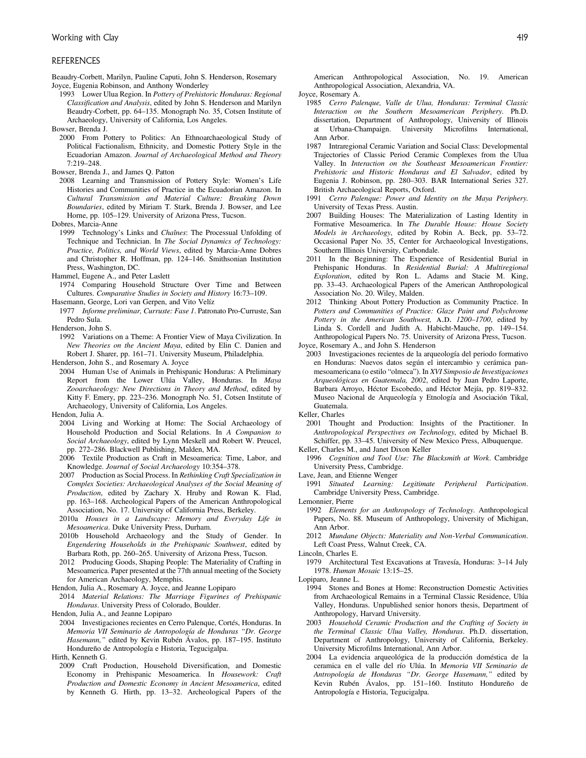## REFERENCES

Beaudry-Corbett, Marilyn, Pauline Caputi, John S. Henderson, Rosemary Joyce, Eugenia Robinson, and Anthony Wonderley

1993 Lower Ulua Region. In *Pottery of Prehistoric Honduras: Regional Classification and Analysis*, edited by John S. Henderson and Marilyn Beaudry-Corbett, pp. 64–135. Monograph No. 35, Cotsen Institute of Archaeology, University of California, Los Angeles.

Bowser, Brenda J.

2000 From Pottery to Politics: An Ethnoarchaeological Study of Political Factionalism, Ethnicity, and Domestic Pottery Style in the Ecuadorian Amazon. *Journal of Archaeological Method and Theory* 7:219–248.

Bowser, Brenda J., and James Q. Patton

2008 Learning and Transmission of Pottery Style: Women's Life Histories and Communities of Practice in the Ecuadorian Amazon. In *Cultural Transmission and Material Culture: Breaking Down Boundaries*, edited by Miriam T. Stark, Brenda J. Bowser, and Lee Horne, pp. 105–129. University of Arizona Press, Tucson.

Dobres, Marcia-Anne

1999 Technology's Links and *Chaînes*: The Processual Unfolding of Technique and Technician. In *The Social Dynamics of Technology: Practice, Politics, and World Views*, edited by Marcia-Anne Dobres and Christopher R. Hoffman, pp. 124–146. Smithsonian Institution Press, Washington, DC.

Hammel, Eugene A., and Peter Laslett

1974 Comparing Household Structure Over Time and Between Cultures. *Comparative Studies in Society and History* 16:73–109.

Hasemann, George, Lori van Gerpen, and Vito Velíz

1977 *Informe preliminar, Curruste: Fase 1*. Patronato Pro-Curruste, San Pedro Sula.

Henderson, John S.

1992 Variations on a Theme: A Frontier View of Maya Civilization. In *New Theories on the Ancient Maya*, edited by Elin C. Danien and Robert J. Sharer, pp. 161–71. University Museum, Philadelphia.

Henderson, John S., and Rosemary A. Joyce

2004 Human Use of Animals in Prehispanic Honduras: A Preliminary Report from the Lower Ulúa Valley, Honduras. In *Maya Zooarchaeology: New Directions in Theory and Method*, edited by Kitty F. Emery, pp. 223–236. Monograph No. 51, Cotsen Institute of Archaeology, University of California, Los Angeles.

Hendon, Julia A.

2004 Living and Working at Home: The Social Archaeology of Household Production and Social Relations. In *A Companion to Social Archaeology*, edited by Lynn Meskell and Robert W. Preucel, pp. 272–286. Blackwell Publishing, Malden, MA.

2006 Textile Production as Craft in Mesoamerica: Time, Labor, and Knowledge. *Journal of Social Archaeology* 10:354–378.

2007 Production as Social Process. In *Rethinking Craft Specialization in Complex Societies: Archaeological Analyses of the Social Meaning of Production*, edited by Zachary X. Hruby and Rowan K. Flad, pp. 163–168. Archeological Papers of the American Anthropological Association, No. 17. University of California Press, Berkeley.

2010a *Houses in a Landscape: Memory and Everyday Life in Mesoamerica*. Duke University Press, Durham.

2010b Household Archaeology and the Study of Gender. In *Engendering Households in the Prehispanic Southwest*, edited by Barbara Roth, pp. 260–265. University of Arizona Press, Tucson.

2012 Producing Goods, Shaping People: The Materiality of Crafting in Mesoamerica. Paper presented at the 77th annual meeting of the Society for American Archaeology, Memphis.

Hendon, Julia A., Rosemary A. Joyce, and Jeanne Lopiparo

2014 *Material Relations: The Marriage Figurines of Prehispanic Honduras*. University Press of Colorado, Boulder.

Hendon, Julia A., and Jeanne Lopiparo

2004 Investigaciones recientes en Cerro Palenque, Cortés, Honduras. In *Memoria VII Seminario de Antropología de Honduras "Dr. George Hasemann,"* edited by Kevin Rubén Ávalos, pp. 187–195. Instituto Hondureño de Antropología e Historia, Tegucigalpa.

Hirth, Kenneth G.

2009 Craft Production, Household Diversification, and Domestic Economy in Prehispanic Mesoamerica. In *Housework: Craft Production and Domestic Economy in Ancient Mesoamerica*, edited by Kenneth G. Hirth, pp. 13–32. Archeological Papers of the American Anthropological Association, No. 19. American Anthropological Association, Alexandria, VA.

Joyce, Rosemary A.

1985 *Cerro Palenque, Valle de Ulua, Honduras: Terminal Classic Interaction on the Southern Mesoamerican Periphery*. Ph.D. dissertation, Department of Anthropology, University of Illinois at Urbana-Champaign. University Microfilms International, Ann Arbor.

1987 Intraregional Ceramic Variation and Social Class: Developmental Trajectories of Classic Period Ceramic Complexes from the Ulua Valley. In *Interaction on the Southeast Mesoamerican Frontier: Prehistoric and Historic Honduras and El Salvador*, edited by Eugenia J. Robinson, pp. 280–303. BAR International Series 327. British Archaeological Reports, Oxford.

1991 *Cerro Palenque: Power and Identity on the Maya Periphery*. University of Texas Press. Austin.

2007 Building Houses: The Materialization of Lasting Identity in Formative Mesoamerica. In *The Durable House: House Society Models in Archaeology*, edited by Robin A. Beck, pp. 53–72. Occasional Paper No. 35, Center for Archaeological Investigations, Southern Illinois University, Carbondale.

2011 In the Beginning: The Experience of Residential Burial in Prehispanic Honduras. In *Residential Burial: A Multiregional Exploration*, edited by Ron L. Adams and Stacie M. King, pp. 33–43. Archaeological Papers of the American Anthropological Association No. 20. Wiley, Malden.

2012 Thinking About Pottery Production as Community Practice. In *Potters and Communities of Practice: Glaze Paint and Polychrome Pottery in the American Southwest,* A.D. *1200–1700*, edited by Linda S. Cordell and Judith A. Habicht-Mauche, pp. 149–154. Anthropological Papers No. 75. University of Arizona Press, Tucson.

Joyce, Rosemary A., and John S. Henderson

2003 Investigaciones recientes de la arqueología del periodo formativo en Honduras: Nuevos datos según el intercambio y cerámica pan-mesoamericana (o estilo "olmeca"). In *XVI Simposio de Investigaciones Arqueológicas en Guatemala, 2002*, edited by Juan Pedro Laporte, Barbara Arroyo, Héctor Escobedo, and Héctor Mejía, pp. 819–832. Museo Nacional de Arqueología y Etnología and Asociación Tikal, Guatemala.

Keller, Charles

2001 Thought and Production: Insights of the Practitioner. In *Anthropological Perspectives on Technology*, edited by Michael B. Schiffer, pp. 33–45. University of New Mexico Press, Albuquerque.

Keller, Charles M., and Janet Dixon Keller

1996 *Cognition and Tool Use: The Blacksmith at Work*. Cambridge University Press, Cambridge.

Lave, Jean, and Etienne Wenger

1991 *Situated Learning: Legitimate Peripheral Participation*. Cambridge University Press, Cambridge.

Lemonnier, Pierre

1992 *Elements for an Anthropology of Technology*. Anthropological Papers, No. 88. Museum of Anthropology, University of Michigan, Ann Arbor.

2012 *Mundane Objects: Materiality and Non-Verbal Communication*. Left Coast Press, Walnut Creek, CA.

Lincoln, Charles E.

1979 Architectural Test Excavations at Travesía, Honduras: 3–14 July 1978. *Human Mosaic* 13:15–25.

Lopiparo, Jeanne L.

1994 Stones and Bones at Home: Reconstruction Domestic Activities from Archaeological Remains in a Terminal Classic Residence, Ulúa Valley, Honduras. Unpublished senior honors thesis, Department of Anthropology, Harvard University.

2003 *Household Ceramic Production and the Crafting of Society in the Terminal Classic Ulua Valley, Honduras*. Ph.D. dissertation, Department of Anthropology, University of California, Berkeley. University Microfilms International, Ann Arbor.

2004 La evidencia arqueológica de la producción doméstica de la ceramica en el valle del río Ulúa. In *Memoria VII Seminario de Antropología de Honduras "Dr. George Hasemann,"* edited by Kevin Rubén Ávalos, pp. 151–160. Instituto Hondureño de Antropología e Historia, Tegucigalpa.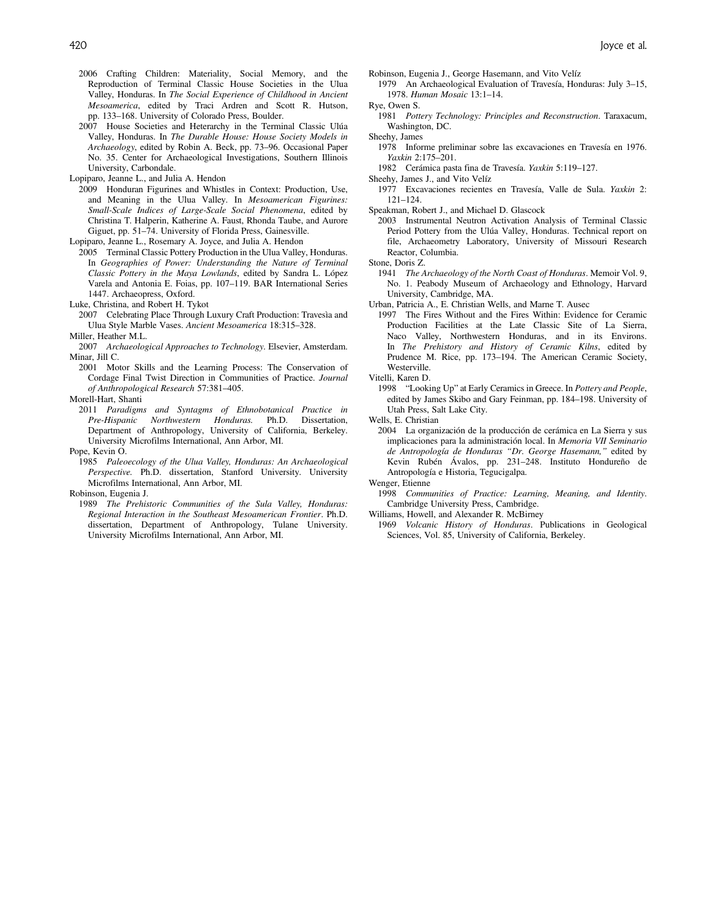2006 Crafting Children: Materiality, Social Memory, and the Reproduction of Terminal Classic House Societies in the Ulua Valley, Honduras. In *The Social Experience of Childhood in Ancient Mesoamerica*, edited by Traci Ardren and Scott R. Hutson, pp. 133–168. University of Colorado Press, Boulder.

2007 House Societies and Heterarchy in the Terminal Classic Ulúa Valley, Honduras. In *The Durable House: House Society Models in Archaeology*, edited by Robin A. Beck, pp. 73–96. Occasional Paper No. 35. Center for Archaeological Investigations, Southern Illinois University, Carbondale.

Lopiparo, Jeanne L., and Julia A. Hendon

2009 Honduran Figurines and Whistles in Context: Production, Use, and Meaning in the Ulua Valley. In *Mesoamerican Figurines: Small-Scale Indices of Large-Scale Social Phenomena*, edited by Christina T. Halperin, Katherine A. Faust, Rhonda Taube, and Aurore Giguet, pp. 51–74. University of Florida Press, Gainesville.

Lopiparo, Jeanne L., Rosemary A. Joyce, and Julia A. Hendon

2005 Terminal Classic Pottery Production in the Ulua Valley, Honduras. In *Geographies of Power: Understanding the Nature of Terminal Classic Pottery in the Maya Lowlands*, edited by Sandra L. López Varela and Antonia E. Foias, pp. 107–119. BAR International Series 1447. Archaeopress, Oxford.

Luke, Christina, and Robert H. Tykot

2007 Celebrating Place Through Luxury Craft Production: Travesìa and Ulua Style Marble Vases. *Ancient Mesoamerica* 18:315–328.

Miller, Heather M.L.

2007 *Archaeological Approaches to Technology*. Elsevier, Amsterdam.

Minar, Jill C.

2001 Motor Skills and the Learning Process: The Conservation of Cordage Final Twist Direction in Communities of Practice. *Journal of Anthropological Research* 57:381–405.

Morell-Hart, Shanti

2011 *Paradigms and Syntagms of Ethnobotanical Practice in Pre-Hispanic Northwestern Honduras.* Ph.D. Dissertation, Department of Anthropology, University of California, Berkeley. University Microfilms International, Ann Arbor, MI.

Pope, Kevin O.

1985 *Paleoecology of the Ulua Valley, Honduras: An Archaeological Perspective.* Ph.D. dissertation, Stanford University. University Microfilms International, Ann Arbor, MI.

Robinson, Eugenia J.

1989 *The Prehistoric Communities of the Sula Valley, Honduras: Regional Interaction in the Southeast Mesoamerican Frontier*. Ph.D. dissertation, Department of Anthropology, Tulane University. University Microfilms International, Ann Arbor, MI.

Robinson, Eugenia J., George Hasemann, and Vito Velíz

1979 An Archaeological Evaluation of Travesía, Honduras: July 3–15, 1978. *Human Mosaic* 13:1–14.

Rye, Owen S.

1981 *Pottery Technology: Principles and Reconstruction*. Taraxacum, Washington, DC.

Sheehy, James

1978 Informe preliminar sobre las excavaciones en Travesía en 1976. *Yaxkin* 2:175–201.

1982 Cerámica pasta fina de Travesía. *Yaxkin* 5:119–127.

Sheehy, James J., and Vito Velíz

1977 Excavaciones recientes en Travesía, Valle de Sula. *Yaxkin* 2: 121–124.

Speakman, Robert J., and Michael D. Glascock

2003 Instrumental Neutron Activation Analysis of Terminal Classic Period Pottery from the Ulúa Valley, Honduras. Technical report on file, Archaeometry Laboratory, University of Missouri Research Reactor, Columbia.

Stone, Doris Z.

1941 *The Archaeology of the North Coast of Honduras*. Memoir Vol. 9, No. 1. Peabody Museum of Archaeology and Ethnology, Harvard University, Cambridge, MA.

Urban, Patricia A., E. Christian Wells, and Marne T. Ausec

1997 The Fires Without and the Fires Within: Evidence for Ceramic Production Facilities at the Late Classic Site of La Sierra, Naco Valley, Northwestern Honduras, and in its Environs. In *The Prehistory and History of Ceramic Kilns*, edited by Prudence M. Rice, pp. 173–194. The American Ceramic Society, Westerville.

Vitelli, Karen D.

1998 "Looking Up" at Early Ceramics in Greece. In *Pottery and People*, edited by James Skibo and Gary Feinman, pp. 184–198. University of Utah Press, Salt Lake City.

Wells, E. Christian

2004 La organización de la producción de cerámica en La Sierra y sus implicaciones para la administración local. In *Memoria VII Seminario de Antropología de Honduras "Dr. George Hasemann,"* edited by Kevin Rubén Ávalos, pp. 231–248. Instituto Hondureño de Antropología e Historia, Tegucigalpa.

Wenger, Etienne

1998 *Communities of Practice: Learning, Meaning, and Identity*. Cambridge University Press, Cambridge.

Williams, Howell, and Alexander R. McBirney

1969 *Volcanic History of Honduras*. Publications in Geological Sciences, Vol. 85, University of California, Berkeley.